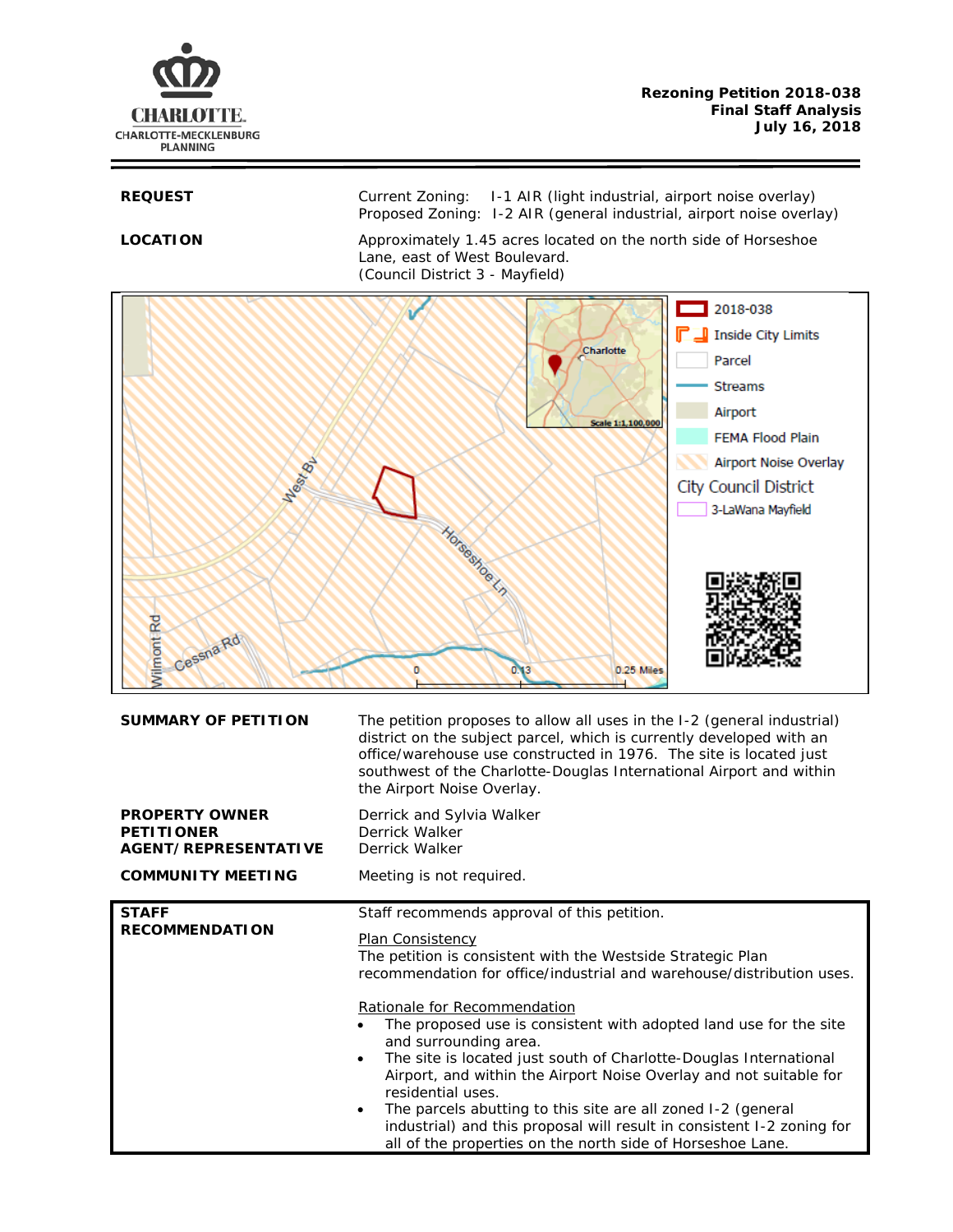CHARLOTTE.
CHARLOTTE-MECKLENBURG PLANNING

**Rezoning Petition 2018-038**
**Final Staff Analysis**
**July 16, 2018**

| | |
|---|---|
| **REQUEST** | Current Zoning: I-1 AIR (light industrial, airport noise overlay)<br>Proposed Zoning: I-2 AIR (general industrial, airport noise overlay) |
| **LOCATION** | Approximately 1.45 acres located on the north side of Horseshoe Lane, east of West Boulevard.<br>(Council District 3 - Mayfield) |

2018-038
Inside City Limits
Parcel
Streams
Airport
FEMA Flood Plain
Airport Noise Overlay
City Council District
3-LaWana Mayfield

| | |
|---|---|
| **SUMMARY OF PETITION** | The petition proposes to allow all uses in the I-2 (general industrial) district on the subject parcel, which is currently developed with an office/warehouse use constructed in 1976. The site is located just southwest of the Charlotte-Douglas International Airport and within the Airport Noise Overlay. |
| **PROPERTY OWNER**<br>**PETITIONER**<br>**AGENT/REPRESENTATIVE** | Derrick and Sylvia Walker<br>Derrick Walker<br>Derrick Walker |
| **COMMUNITY MEETING** | Meeting is not required. |

**STAFF RECOMMENDATION**

Staff recommends approval of this petition.

Plan Consistency
The petition is consistent with the Westside Strategic Plan recommendation for office/industrial and warehouse/distribution uses.

Rationale for Recommendation
- The proposed use is consistent with adopted land use for the site and surrounding area.
- The site is located just south of Charlotte-Douglas International Airport, and within the Airport Noise Overlay and not suitable for residential uses.
- The parcels abutting to this site are all zoned I-2 (general industrial) and this proposal will result in consistent I-2 zoning for all of the properties on the north side of Horseshoe Lane.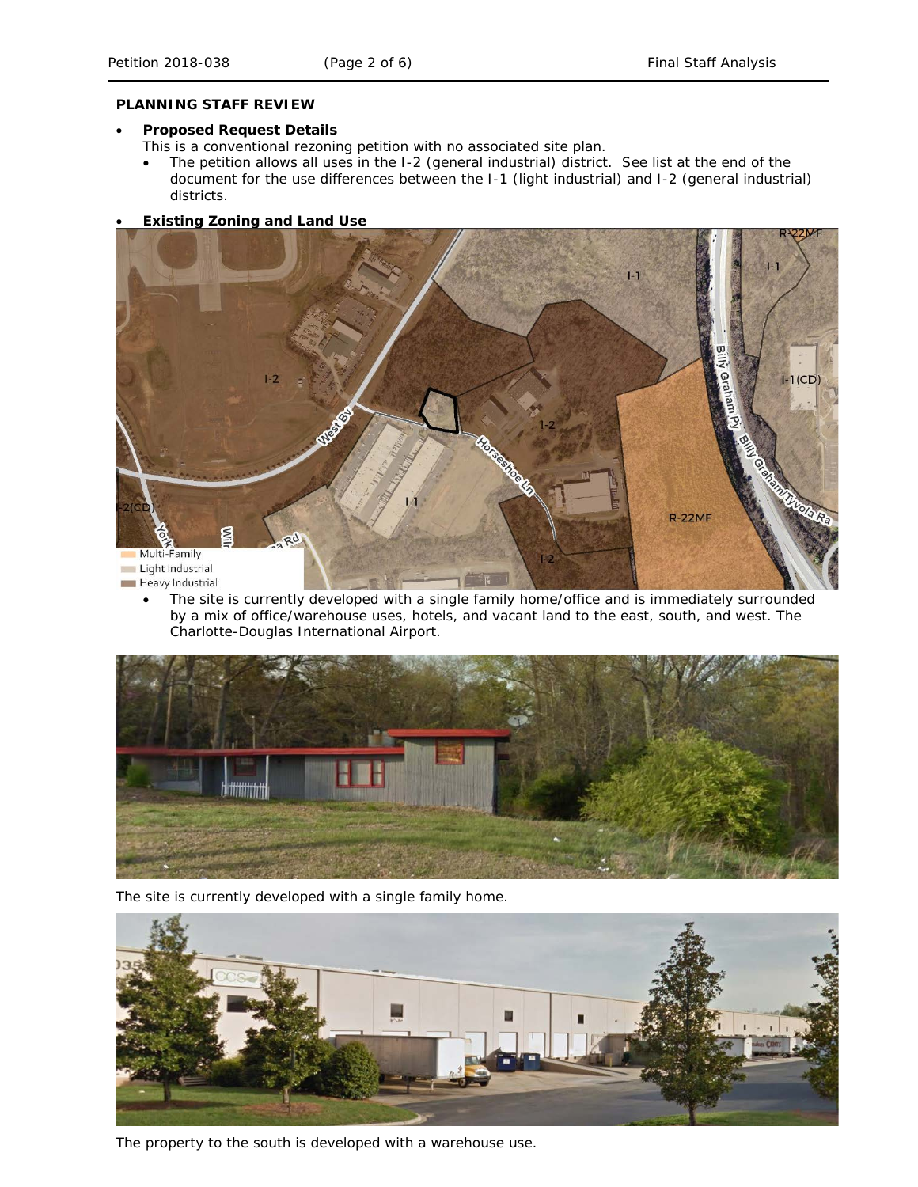## PLANNING STAFF REVIEW

- **Proposed Request Details**

  This is a conventional rezoning petition with no associated site plan.

  - The petition allows all uses in the I-2 (general industrial) district. See list at the end of the document for the use differences between the I-1 (light industrial) and I-2 (general industrial) districts.

- **Existing Zoning and Land Use**

  - The site is currently developed with a single family home/office and is immediately surrounded by a mix of office/warehouse uses, hotels, and vacant land to the east, south, and west. The Charlotte-Douglas International Airport.

The site is currently developed with a single family home.

The property to the south is developed with a warehouse use.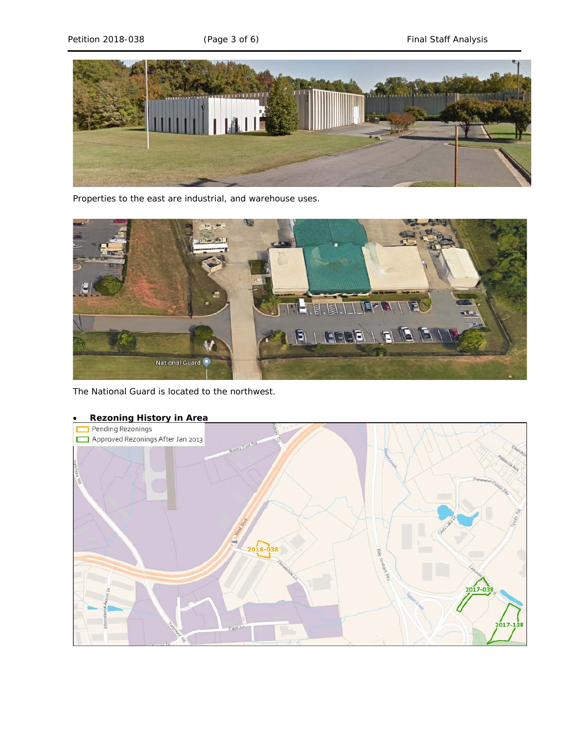Properties to the east are industrial, and warehouse uses.

The National Guard is located to the northwest.

- **Rezoning History in Area**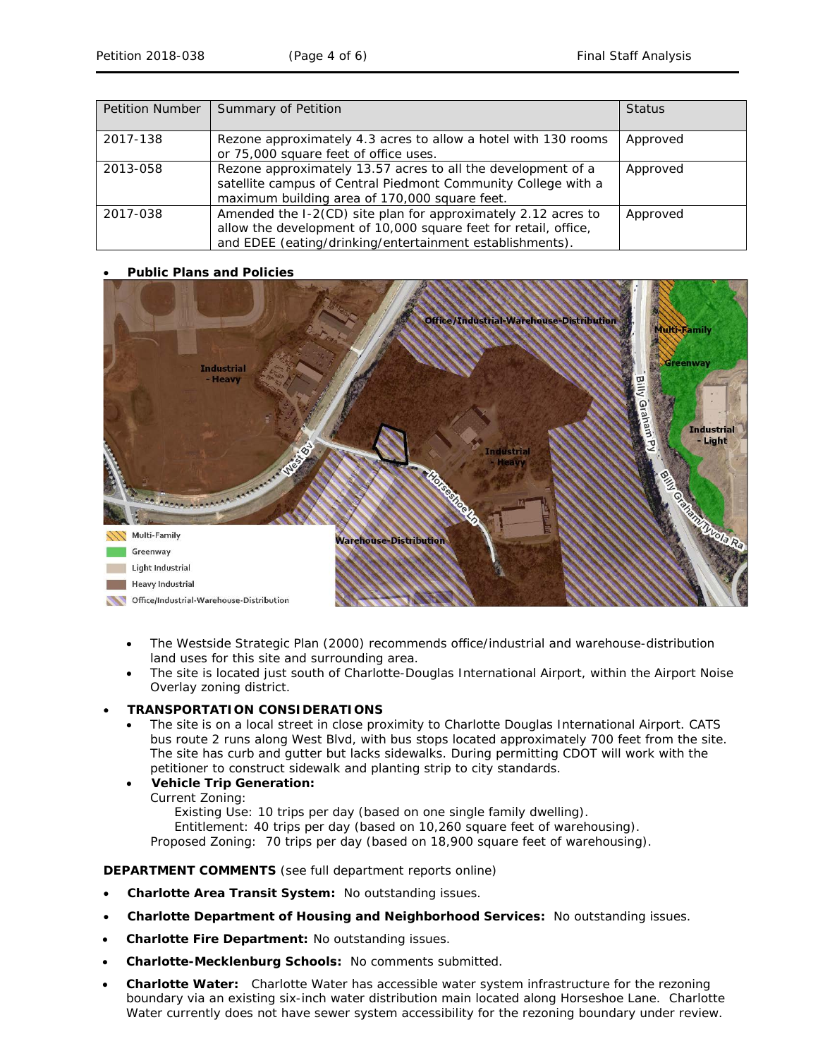| Petition Number | Summary of Petition | Status |
|---|---|---|
| 2017-138 | Rezone approximately 4.3 acres to allow a hotel with 130 rooms or 75,000 square feet of office uses. | Approved |
| 2013-058 | Rezone approximately 13.57 acres to all the development of a satellite campus of Central Piedmont Community College with a maximum building area of 170,000 square feet. | Approved |
| 2017-038 | Amended the I-2(CD) site plan for approximately 2.12 acres to allow the development of 10,000 square feet for retail, office, and EDEE (eating/drinking/entertainment establishments). | Approved |

- **Public Plans and Policies**

  - The Westside Strategic Plan (2000) recommends office/industrial and warehouse-distribution land uses for this site and surrounding area.
  - The site is located just south of Charlotte-Douglas International Airport, within the Airport Noise Overlay zoning district.

- **TRANSPORTATION CONSIDERATIONS**
  - The site is on a local street in close proximity to Charlotte Douglas International Airport. CATS bus route 2 runs along West Blvd, with bus stops located approximately 700 feet from the site. The site has curb and gutter but lacks sidewalks. During permitting CDOT will work with the petitioner to construct sidewalk and planting strip to city standards.
  - **Vehicle Trip Generation:**

    Current Zoning:

    Existing Use: 10 trips per day (based on one single family dwelling).

    Entitlement: 40 trips per day (based on 10,260 square feet of warehousing).

    Proposed Zoning: 70 trips per day (based on 18,900 square feet of warehousing).

**DEPARTMENT COMMENTS** (see full department reports online)

- **Charlotte Area Transit System:** No outstanding issues.
- **Charlotte Department of Housing and Neighborhood Services:** No outstanding issues.
- **Charlotte Fire Department:** No outstanding issues.
- **Charlotte-Mecklenburg Schools:** No comments submitted.
- **Charlotte Water:** Charlotte Water has accessible water system infrastructure for the rezoning boundary via an existing six-inch water distribution main located along Horseshoe Lane. Charlotte Water currently does not have sewer system accessibility for the rezoning boundary under review.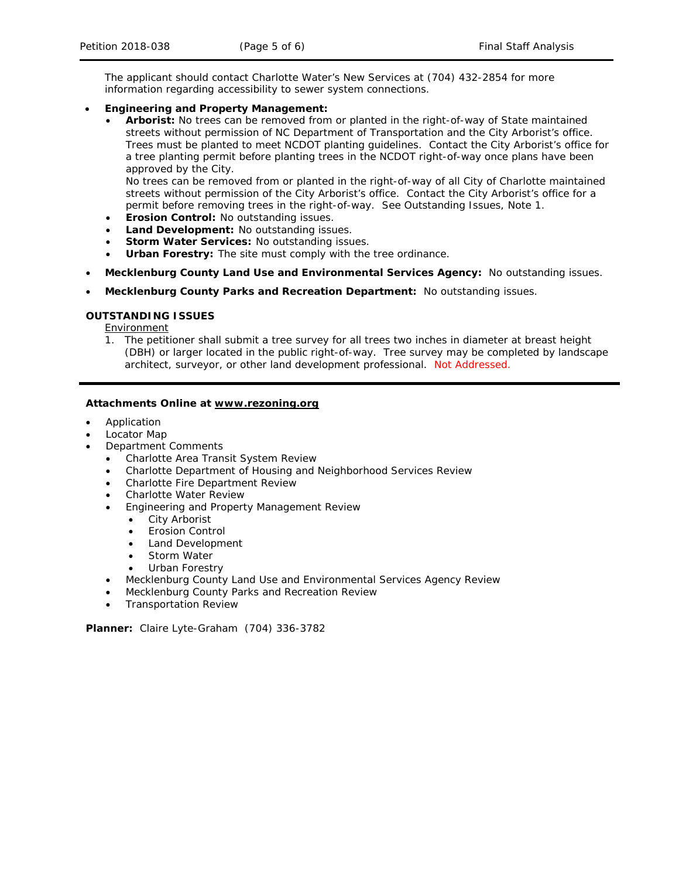The applicant should contact Charlotte Water's New Services at (704) 432-2854 for more information regarding accessibility to sewer system connections.

- **Engineering and Property Management:**
  - **Arborist:** No trees can be removed from or planted in the right-of-way of State maintained streets without permission of NC Department of Transportation and the City Arborist's office. Trees must be planted to meet NCDOT planting guidelines. Contact the City Arborist's office for a tree planting permit before planting trees in the NCDOT right-of-way once plans have been approved by the City.
    No trees can be removed from or planted in the right-of-way of all City of Charlotte maintained streets without permission of the City Arborist's office. Contact the City Arborist's office for a permit before removing trees in the right-of-way. See Outstanding Issues, Note 1.
  - **Erosion Control:** No outstanding issues.
  - **Land Development:** No outstanding issues.
  - **Storm Water Services:** No outstanding issues.
  - **Urban Forestry:** The site must comply with the tree ordinance.
- **Mecklenburg County Land Use and Environmental Services Agency:** No outstanding issues.
- **Mecklenburg County Parks and Recreation Department:** No outstanding issues.

**OUTSTANDING ISSUES**

Environment

1. The petitioner shall submit a tree survey for all trees two inches in diameter at breast height (DBH) or larger located in the public right-of-way. Tree survey may be completed by landscape architect, surveyor, or other land development professional. Not Addressed.

---

**Attachments Online at www.rezoning.org**

- Application
- Locator Map
- Department Comments
  - Charlotte Area Transit System Review
  - Charlotte Department of Housing and Neighborhood Services Review
  - Charlotte Fire Department Review
  - Charlotte Water Review
  - Engineering and Property Management Review
    - City Arborist
    - Erosion Control
    - Land Development
    - Storm Water
    - Urban Forestry
  - Mecklenburg County Land Use and Environmental Services Agency Review
  - Mecklenburg County Parks and Recreation Review
  - Transportation Review

**Planner:** Claire Lyte-Graham (704) 336-3782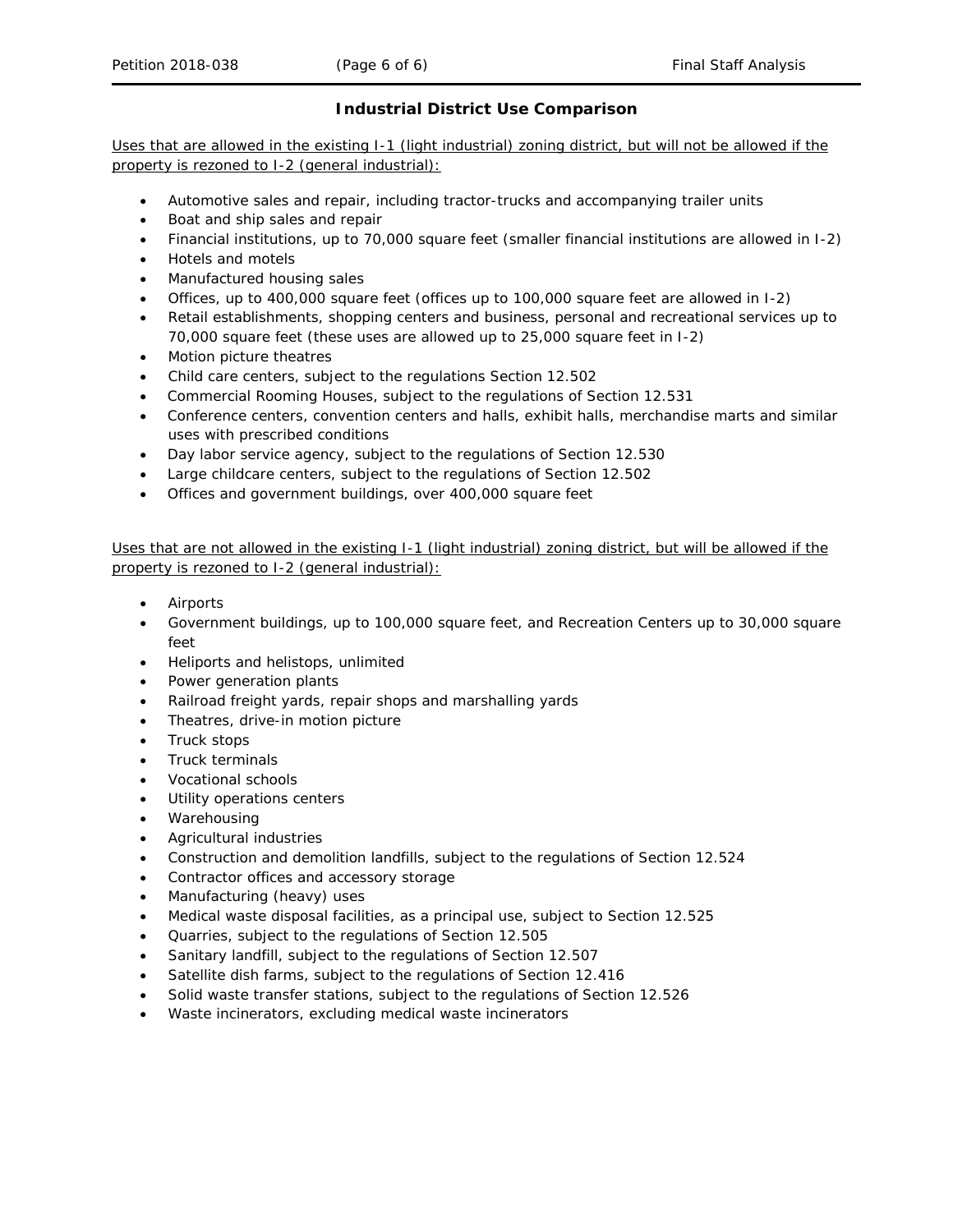## Industrial District Use Comparison

Uses that are allowed in the existing I-1 (light industrial) zoning district, but will not be allowed if the property is rezoned to I-2 (general industrial):

- Automotive sales and repair, including tractor-trucks and accompanying trailer units
- Boat and ship sales and repair
- Financial institutions, up to 70,000 square feet (smaller financial institutions are allowed in I-2)
- Hotels and motels
- Manufactured housing sales
- Offices, up to 400,000 square feet (offices up to 100,000 square feet are allowed in I-2)
- Retail establishments, shopping centers and business, personal and recreational services up to 70,000 square feet (these uses are allowed up to 25,000 square feet in I-2)
- Motion picture theatres
- Child care centers, subject to the regulations Section 12.502
- Commercial Rooming Houses, subject to the regulations of Section 12.531
- Conference centers, convention centers and halls, exhibit halls, merchandise marts and similar uses with prescribed conditions
- Day labor service agency, subject to the regulations of Section 12.530
- Large childcare centers, subject to the regulations of Section 12.502
- Offices and government buildings, over 400,000 square feet

Uses that are not allowed in the existing I-1 (light industrial) zoning district, but will be allowed if the property is rezoned to I-2 (general industrial):

- Airports
- Government buildings, up to 100,000 square feet, and Recreation Centers up to 30,000 square feet
- Heliports and helistops, unlimited
- Power generation plants
- Railroad freight yards, repair shops and marshalling yards
- Theatres, drive-in motion picture
- Truck stops
- Truck terminals
- Vocational schools
- Utility operations centers
- Warehousing
- Agricultural industries
- Construction and demolition landfills, subject to the regulations of Section 12.524
- Contractor offices and accessory storage
- Manufacturing (heavy) uses
- Medical waste disposal facilities, as a principal use, subject to Section 12.525
- Quarries, subject to the regulations of Section 12.505
- Sanitary landfill, subject to the regulations of Section 12.507
- Satellite dish farms, subject to the regulations of Section 12.416
- Solid waste transfer stations, subject to the regulations of Section 12.526
- Waste incinerators, excluding medical waste incinerators